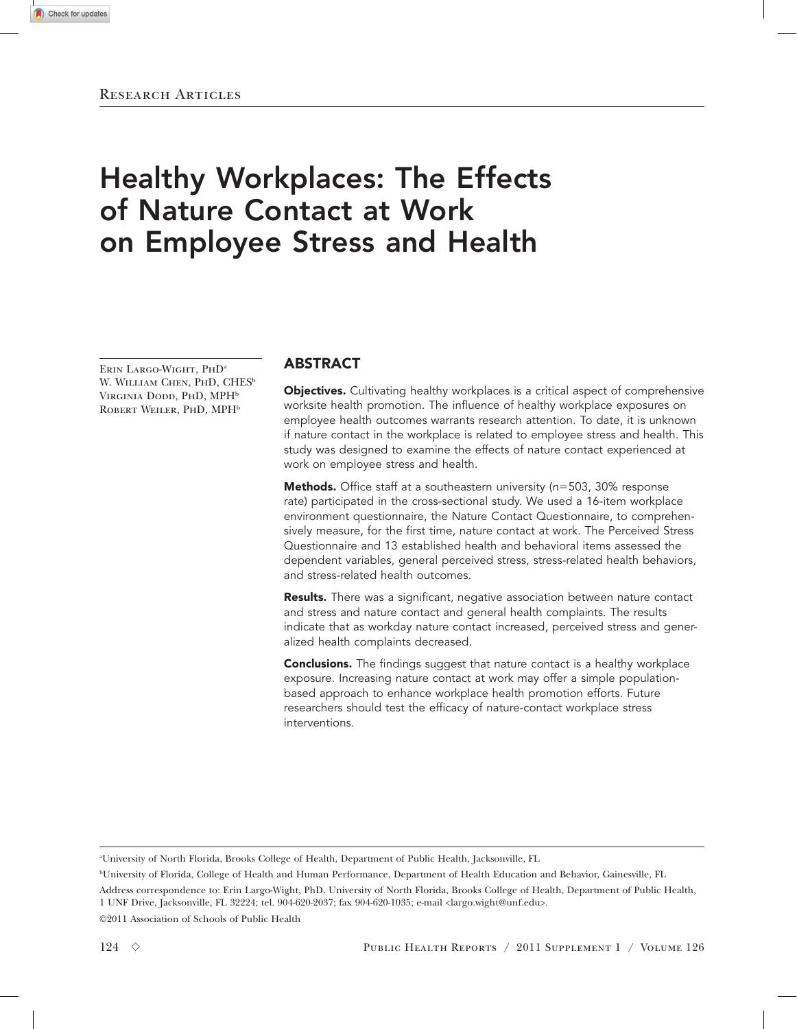Research Articles

# Healthy Workplaces: The Effects of Nature Contact at Work on Employee Stress and Health

Erin Largo-Wight, PhD[a]
W. William Chen, PhD, CHES[b]
Virginia Dodd, PhD, MPH[b]
Robert Weiler, PhD, MPH[b]

## ABSTRACT

**Objectives.** Cultivating healthy workplaces is a critical aspect of comprehensive worksite health promotion. The influence of healthy workplace exposures on employee health outcomes warrants research attention. To date, it is unknown if nature contact in the workplace is related to employee stress and health. This study was designed to examine the effects of nature contact experienced at work on employee stress and health.

**Methods.** Office staff at a southeastern university ($n=503$, 30% response rate) participated in the cross-sectional study. We used a 16-item workplace environment questionnaire, the Nature Contact Questionnaire, to comprehensively measure, for the first time, nature contact at work. The Perceived Stress Questionnaire and 13 established health and behavioral items assessed the dependent variables, general perceived stress, stress-related health behaviors, and stress-related health outcomes.

**Results.** There was a significant, negative association between nature contact and stress and nature contact and general health complaints. The results indicate that as workday nature contact increased, perceived stress and generalized health complaints decreased.

**Conclusions.** The findings suggest that nature contact is a healthy workplace exposure. Increasing nature contact at work may offer a simple population-based approach to enhance workplace health promotion efforts. Future researchers should test the efficacy of nature-contact workplace stress interventions.

[a]University of North Florida, Brooks College of Health, Department of Public Health, Jacksonville, FL

[b]University of Florida, College of Health and Human Performance, Department of Health Education and Behavior, Gainesville, FL

Address correspondence to: Erin Largo-Wight, PhD, University of North Florida, Brooks College of Health, Department of Public Health, 1 UNF Drive, Jacksonville, FL 32224; tel. 904-620-2037; fax 904-620-1035; e-mail <largo.wight@unf.edu>.

©2011 Association of Schools of Public Health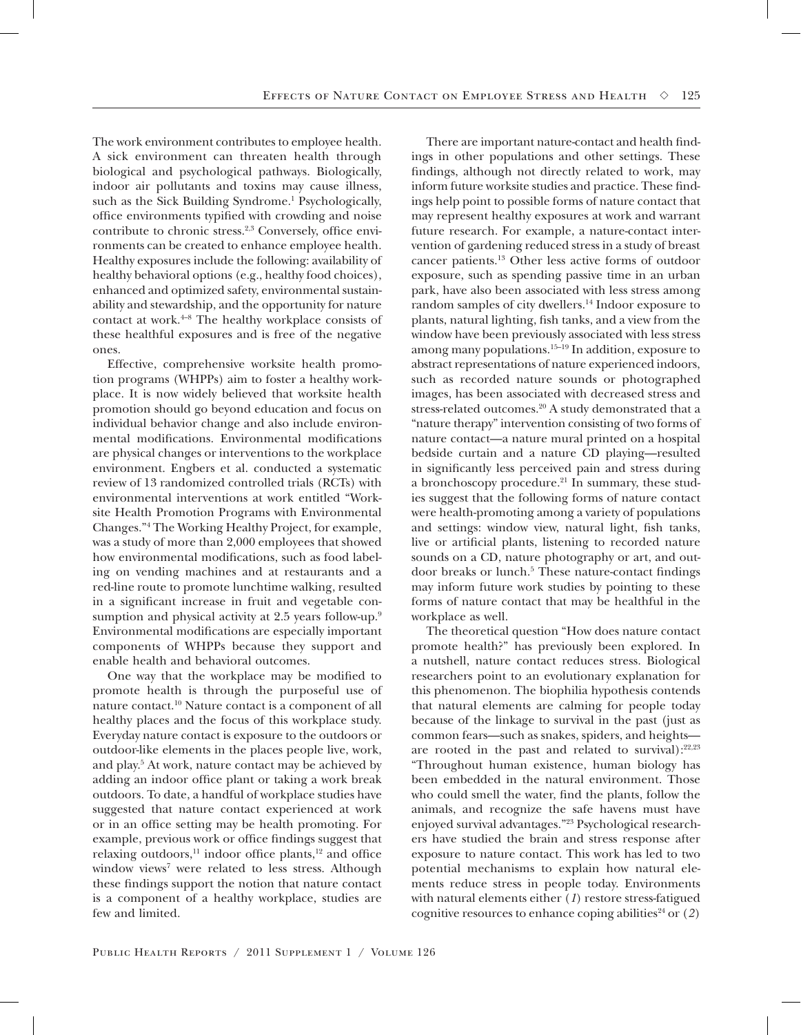The work environment contributes to employee health. A sick environment can threaten health through biological and psychological pathways. Biologically, indoor air pollutants and toxins may cause illness, such as the Sick Building Syndrome.[1] Psychologically, office environments typified with crowding and noise contribute to chronic stress.[2,3] Conversely, office environments can be created to enhance employee health. Healthy exposures include the following: availability of healthy behavioral options (e.g., healthy food choices), enhanced and optimized safety, environmental sustainability and stewardship, and the opportunity for nature contact at work.[4–8] The healthy workplace consists of these healthful exposures and is free of the negative ones.

Effective, comprehensive worksite health promotion programs (WHPPs) aim to foster a healthy workplace. It is now widely believed that worksite health promotion should go beyond education and focus on individual behavior change and also include environmental modifications. Environmental modifications are physical changes or interventions to the workplace environment. Engbers et al. conducted a systematic review of 13 randomized controlled trials (RCTs) with environmental interventions at work entitled "Worksite Health Promotion Programs with Environmental Changes."[4] The Working Healthy Project, for example, was a study of more than 2,000 employees that showed how environmental modifications, such as food labeling on vending machines and at restaurants and a red-line route to promote lunchtime walking, resulted in a significant increase in fruit and vegetable consumption and physical activity at 2.5 years follow-up.[9] Environmental modifications are especially important components of WHPPs because they support and enable health and behavioral outcomes.

One way that the workplace may be modified to promote health is through the purposeful use of nature contact.[10] Nature contact is a component of all healthy places and the focus of this workplace study. Everyday nature contact is exposure to the outdoors or outdoor-like elements in the places people live, work, and play.[5] At work, nature contact may be achieved by adding an indoor office plant or taking a work break outdoors. To date, a handful of workplace studies have suggested that nature contact experienced at work or in an office setting may be health promoting. For example, previous work or office findings suggest that relaxing outdoors,[11] indoor office plants,[12] and office window views[7] were related to less stress. Although these findings support the notion that nature contact is a component of a healthy workplace, studies are few and limited.

There are important nature-contact and health findings in other populations and other settings. These findings, although not directly related to work, may inform future worksite studies and practice. These findings help point to possible forms of nature contact that may represent healthy exposures at work and warrant future research. For example, a nature-contact intervention of gardening reduced stress in a study of breast cancer patients.[13] Other less active forms of outdoor exposure, such as spending passive time in an urban park, have also been associated with less stress among random samples of city dwellers.[14] Indoor exposure to plants, natural lighting, fish tanks, and a view from the window have been previously associated with less stress among many populations.[15–19] In addition, exposure to abstract representations of nature experienced indoors, such as recorded nature sounds or photographed images, has been associated with decreased stress and stress-related outcomes.[20] A study demonstrated that a "nature therapy" intervention consisting of two forms of nature contact—a nature mural printed on a hospital bedside curtain and a nature CD playing—resulted in significantly less perceived pain and stress during a bronchoscopy procedure.[21] In summary, these studies suggest that the following forms of nature contact were health-promoting among a variety of populations and settings: window view, natural light, fish tanks, live or artificial plants, listening to recorded nature sounds on a CD, nature photography or art, and outdoor breaks or lunch.[5] These nature-contact findings may inform future work studies by pointing to these forms of nature contact that may be healthful in the workplace as well.

The theoretical question "How does nature contact promote health?" has previously been explored. In a nutshell, nature contact reduces stress. Biological researchers point to an evolutionary explanation for this phenomenon. The biophilia hypothesis contends that natural elements are calming for people today because of the linkage to survival in the past (just as common fears—such as snakes, spiders, and heights—are rooted in the past and related to survival):[22,23] "Throughout human existence, human biology has been embedded in the natural environment. Those who could smell the water, find the plants, follow the animals, and recognize the safe havens must have enjoyed survival advantages."[23] Psychological researchers have studied the brain and stress response after exposure to nature contact. This work has led to two potential mechanisms to explain how natural elements reduce stress in people today. Environments with natural elements either (*1*) restore stress-fatigued cognitive resources to enhance coping abilities[24] or (*2*)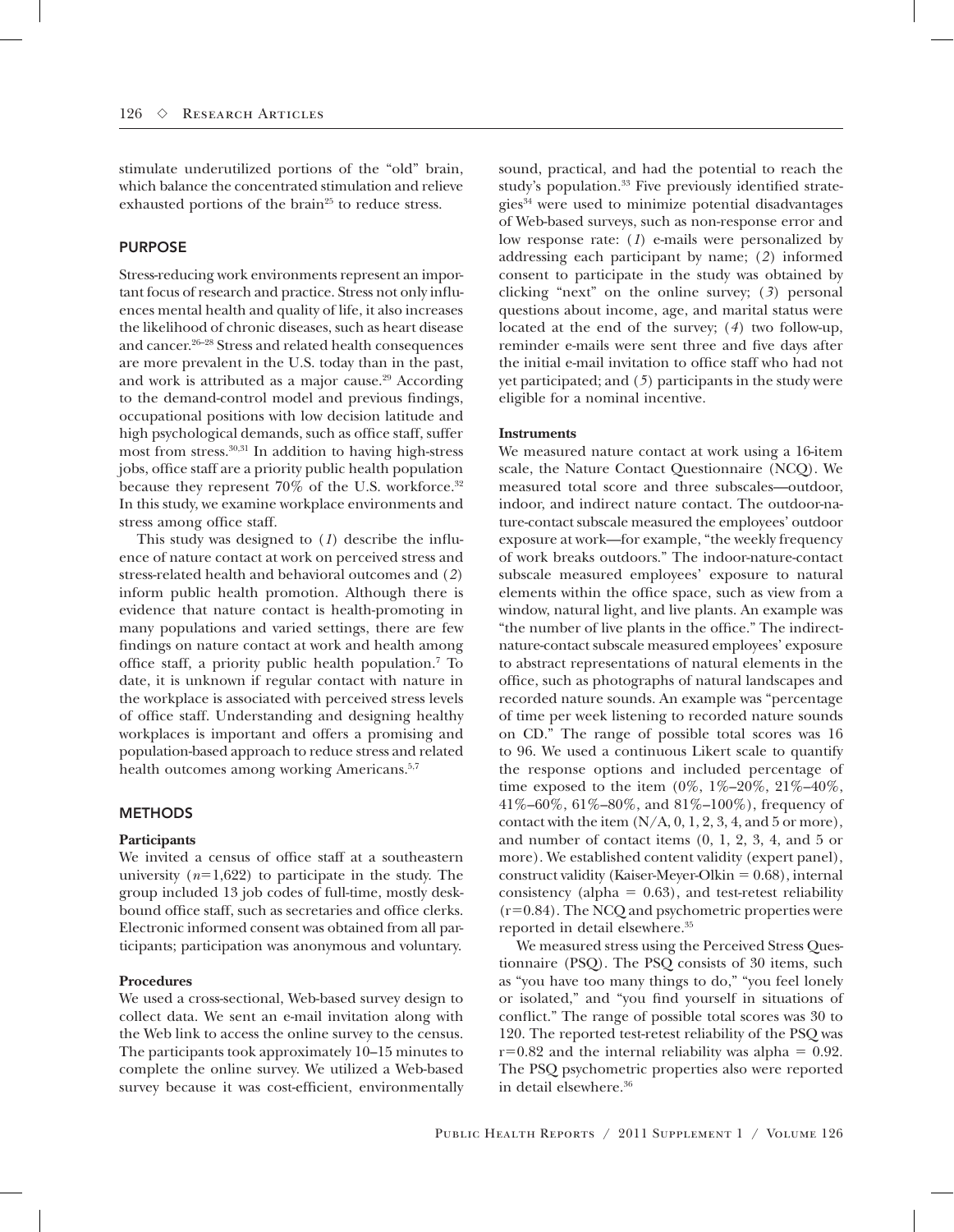stimulate underutilized portions of the "old" brain, which balance the concentrated stimulation and relieve exhausted portions of the brain[25] to reduce stress.

## PURPOSE

Stress-reducing work environments represent an important focus of research and practice. Stress not only influences mental health and quality of life, it also increases the likelihood of chronic diseases, such as heart disease and cancer.[26–28] Stress and related health consequences are more prevalent in the U.S. today than in the past, and work is attributed as a major cause.[29] According to the demand-control model and previous findings, occupational positions with low decision latitude and high psychological demands, such as office staff, suffer most from stress.[30,31] In addition to having high-stress jobs, office staff are a priority public health population because they represent 70% of the U.S. workforce.[32] In this study, we examine workplace environments and stress among office staff.

This study was designed to (*1*) describe the influence of nature contact at work on perceived stress and stress-related health and behavioral outcomes and (*2*) inform public health promotion. Although there is evidence that nature contact is health-promoting in many populations and varied settings, there are few findings on nature contact at work and health among office staff, a priority public health population.[7] To date, it is unknown if regular contact with nature in the workplace is associated with perceived stress levels of office staff. Understanding and designing healthy workplaces is important and offers a promising and population-based approach to reduce stress and related health outcomes among working Americans.[5,7]

## METHODS

### Participants

We invited a census of office staff at a southeastern university ($n$=1,622) to participate in the study. The group included 13 job codes of full-time, mostly desk-bound office staff, such as secretaries and office clerks. Electronic informed consent was obtained from all participants; participation was anonymous and voluntary.

### Procedures

We used a cross-sectional, Web-based survey design to collect data. We sent an e-mail invitation along with the Web link to access the online survey to the census. The participants took approximately 10–15 minutes to complete the online survey. We utilized a Web-based survey because it was cost-efficient, environmentally sound, practical, and had the potential to reach the study's population.[33] Five previously identified strategies[34] were used to minimize potential disadvantages of Web-based surveys, such as non-response error and low response rate: (*1*) e-mails were personalized by addressing each participant by name; (*2*) informed consent to participate in the study was obtained by clicking "next" on the online survey; (*3*) personal questions about income, age, and marital status were located at the end of the survey; (*4*) two follow-up, reminder e-mails were sent three and five days after the initial e-mail invitation to office staff who had not yet participated; and (*5*) participants in the study were eligible for a nominal incentive.

### Instruments

We measured nature contact at work using a 16-item scale, the Nature Contact Questionnaire (NCQ). We measured total score and three subscales—outdoor, indoor, and indirect nature contact. The outdoor-nature-contact subscale measured the employees' outdoor exposure at work—for example, "the weekly frequency of work breaks outdoors." The indoor-nature-contact subscale measured employees' exposure to natural elements within the office space, such as view from a window, natural light, and live plants. An example was "the number of live plants in the office." The indirect-nature-contact subscale measured employees' exposure to abstract representations of natural elements in the office, such as photographs of natural landscapes and recorded nature sounds. An example was "percentage of time per week listening to recorded nature sounds on CD." The range of possible total scores was 16 to 96. We used a continuous Likert scale to quantify the response options and included percentage of time exposed to the item (0%, 1%–20%, 21%–40%, 41%–60%, 61%–80%, and 81%–100%), frequency of contact with the item (N/A, 0, 1, 2, 3, 4, and 5 or more), and number of contact items (0, 1, 2, 3, 4, and 5 or more). We established content validity (expert panel), construct validity (Kaiser-Meyer-Olkin = 0.68), internal consistency (alpha = 0.63), and test-retest reliability (r=0.84). The NCQ and psychometric properties were reported in detail elsewhere.[35]

We measured stress using the Perceived Stress Questionnaire (PSQ). The PSQ consists of 30 items, such as "you have too many things to do," "you feel lonely or isolated," and "you find yourself in situations of conflict." The range of possible total scores was 30 to 120. The reported test-retest reliability of the PSQ was r=0.82 and the internal reliability was alpha = 0.92. The PSQ psychometric properties also were reported in detail elsewhere.[36]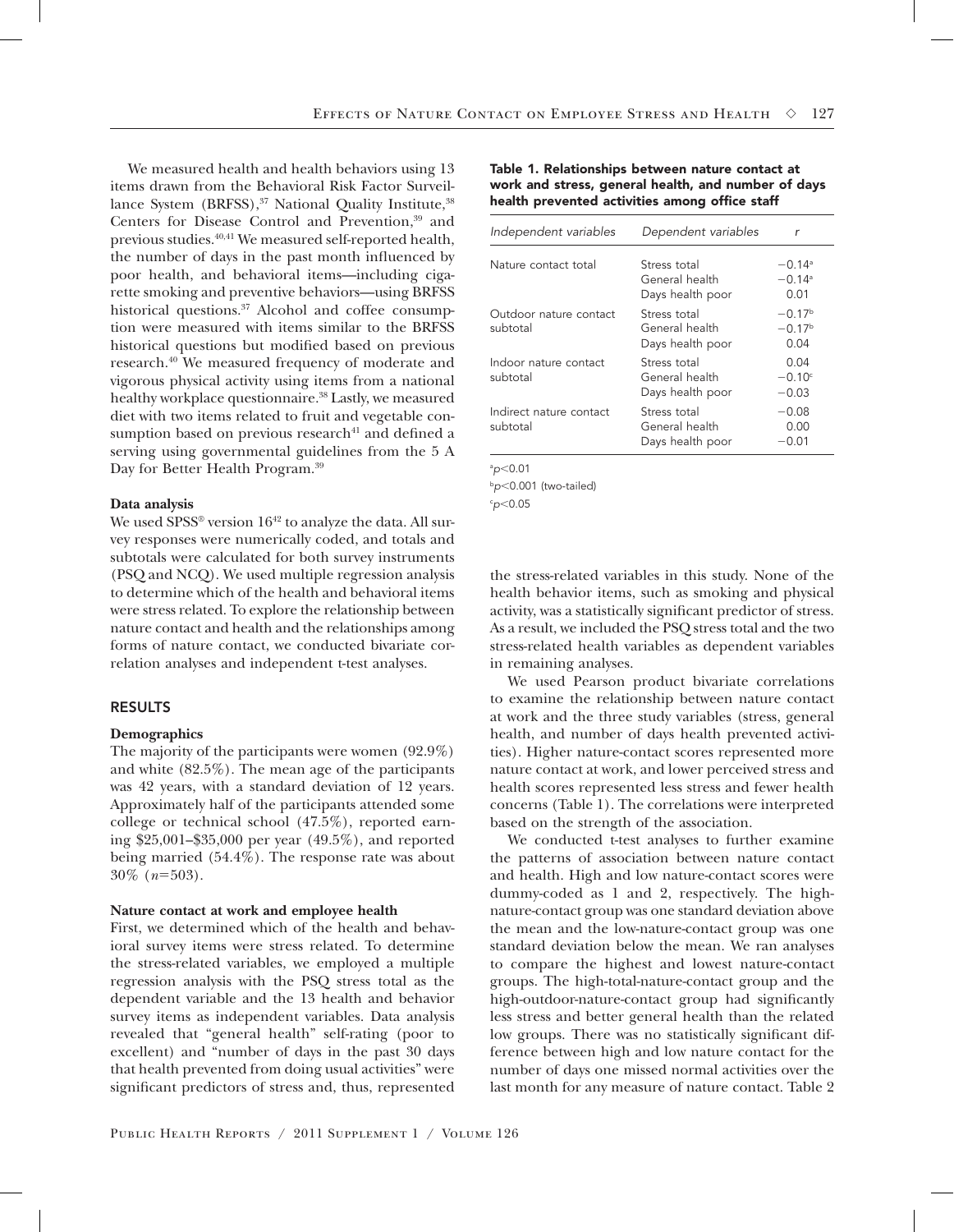We measured health and health behaviors using 13 items drawn from the Behavioral Risk Factor Surveillance System (BRFSS),[37] National Quality Institute,[38] Centers for Disease Control and Prevention,[39] and previous studies.[40,41] We measured self-reported health, the number of days in the past month influenced by poor health, and behavioral items—including cigarette smoking and preventive behaviors—using BRFSS historical questions.[37] Alcohol and coffee consumption were measured with items similar to the BRFSS historical questions but modified based on previous research.[40] We measured frequency of moderate and vigorous physical activity using items from a national healthy workplace questionnaire.[38] Lastly, we measured diet with two items related to fruit and vegetable consumption based on previous research[41] and defined a serving using governmental guidelines from the 5 A Day for Better Health Program.[39]

**Data analysis**

We used SPSS® version 16[42] to analyze the data. All survey responses were numerically coded, and totals and subtotals were calculated for both survey instruments (PSQ and NCQ). We used multiple regression analysis to determine which of the health and behavioral items were stress related. To explore the relationship between nature contact and health and the relationships among forms of nature contact, we conducted bivariate correlation analyses and independent t-test analyses.

## RESULTS

**Demographics**

The majority of the participants were women (92.9%) and white (82.5%). The mean age of the participants was 42 years, with a standard deviation of 12 years. Approximately half of the participants attended some college or technical school (47.5%), reported earning \$25,001–\$35,000 per year (49.5%), and reported being married (54.4%). The response rate was about 30% ($n$=503).

**Nature contact at work and employee health**

First, we determined which of the health and behavioral survey items were stress related. To determine the stress-related variables, we employed a multiple regression analysis with the PSQ stress total as the dependent variable and the 13 health and behavior survey items as independent variables. Data analysis revealed that "general health" self-rating (poor to excellent) and "number of days in the past 30 days that health prevented from doing usual activities" were significant predictors of stress and, thus, represented the stress-related variables in this study. None of the health behavior items, such as smoking and physical activity, was a statistically significant predictor of stress. As a result, we included the PSQ stress total and the two stress-related health variables as dependent variables in remaining analyses.

**Table 1. Relationships between nature contact at work and stress, general health, and number of days health prevented activities among office staff**

| *Independent variables* | *Dependent variables* | *r* |
|---|---|---|
| Nature contact total | Stress total | −0.14[a] |
| | General health | −0.14[a] |
| | Days health poor | 0.01 |
| Outdoor nature contact subtotal | Stress total | −0.17[b] |
| | General health | −0.17[b] |
| | Days health poor | 0.04 |
| Indoor nature contact subtotal | Stress total | 0.04 |
| | General health | −0.10[c] |
| | Days health poor | −0.03 |
| Indirect nature contact subtotal | Stress total | −0.08 |
| | General health | 0.00 |
| | Days health poor | −0.01 |

[a] $p<0.01$

[b] $p<0.001$ (two-tailed)

[c] $p<0.05$

We used Pearson product bivariate correlations to examine the relationship between nature contact at work and the three study variables (stress, general health, and number of days health prevented activities). Higher nature-contact scores represented more nature contact at work, and lower perceived stress and health scores represented less stress and fewer health concerns (Table 1). The correlations were interpreted based on the strength of the association.

We conducted t-test analyses to further examine the patterns of association between nature contact and health. High and low nature-contact scores were dummy-coded as 1 and 2, respectively. The high-nature-contact group was one standard deviation above the mean and the low-nature-contact group was one standard deviation below the mean. We ran analyses to compare the highest and lowest nature-contact groups. The high-total-nature-contact group and the high-outdoor-nature-contact group had significantly less stress and better general health than the related low groups. There was no statistically significant difference between high and low nature contact for the number of days one missed normal activities over the last month for any measure of nature contact. Table 2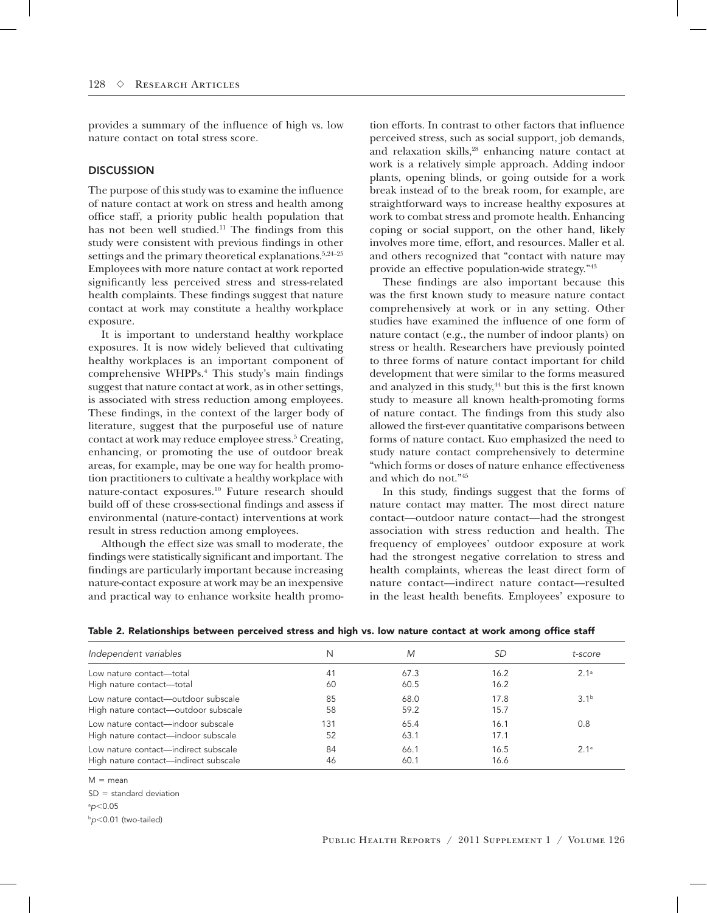provides a summary of the influence of high vs. low nature contact on total stress score.

## DISCUSSION

The purpose of this study was to examine the influence of nature contact at work on stress and health among office staff, a priority public health population that has not been well studied.[11] The findings from this study were consistent with previous findings in other settings and the primary theoretical explanations.[5,24–25] Employees with more nature contact at work reported significantly less perceived stress and stress-related health complaints. These findings suggest that nature contact at work may constitute a healthy workplace exposure.

It is important to understand healthy workplace exposures. It is now widely believed that cultivating healthy workplaces is an important component of comprehensive WHPPs.[4] This study's main findings suggest that nature contact at work, as in other settings, is associated with stress reduction among employees. These findings, in the context of the larger body of literature, suggest that the purposeful use of nature contact at work may reduce employee stress.[5] Creating, enhancing, or promoting the use of outdoor break areas, for example, may be one way for health promotion practitioners to cultivate a healthy workplace with nature-contact exposures.[10] Future research should build off of these cross-sectional findings and assess if environmental (nature-contact) interventions at work result in stress reduction among employees.

Although the effect size was small to moderate, the findings were statistically significant and important. The findings are particularly important because increasing nature-contact exposure at work may be an inexpensive and practical way to enhance worksite health promotion efforts. In contrast to other factors that influence perceived stress, such as social support, job demands, and relaxation skills,[28] enhancing nature contact at work is a relatively simple approach. Adding indoor plants, opening blinds, or going outside for a work break instead of to the break room, for example, are straightforward ways to increase healthy exposures at work to combat stress and promote health. Enhancing coping or social support, on the other hand, likely involves more time, effort, and resources. Maller et al. and others recognized that "contact with nature may provide an effective population-wide strategy."[43]

These findings are also important because this was the first known study to measure nature contact comprehensively at work or in any setting. Other studies have examined the influence of one form of nature contact (e.g., the number of indoor plants) on stress or health. Researchers have previously pointed to three forms of nature contact important for child development that were similar to the forms measured and analyzed in this study,[44] but this is the first known study to measure all known health-promoting forms of nature contact. The findings from this study also allowed the first-ever quantitative comparisons between forms of nature contact. Kuo emphasized the need to study nature contact comprehensively to determine "which forms or doses of nature enhance effectiveness and which do not."[45]

In this study, findings suggest that the forms of nature contact may matter. The most direct nature contact—outdoor nature contact—had the strongest association with stress reduction and health. The frequency of employees' outdoor exposure at work had the strongest negative correlation to stress and health complaints, whereas the least direct form of nature contact—indirect nature contact—resulted in the least health benefits. Employees' exposure to

**Table 2. Relationships between perceived stress and high vs. low nature contact at work among office staff**

| *Independent variables* | N | *M* | *SD* | *t-score* |
|---|---|---|---|---|
| Low nature contact—total | 41 | 67.3 | 16.2 | 2.1[a] |
| High nature contact—total | 60 | 60.5 | 16.2 | |
| Low nature contact—outdoor subscale | 85 | 68.0 | 17.8 | 3.1[b] |
| High nature contact—outdoor subscale | 58 | 59.2 | 15.7 | |
| Low nature contact—indoor subscale | 131 | 65.4 | 16.1 | 0.8 |
| High nature contact—indoor subscale | 52 | 63.1 | 17.1 | |
| Low nature contact—indirect subscale | 84 | 66.1 | 16.5 | 2.1[a] |
| High nature contact—indirect subscale | 46 | 60.1 | 16.6 | |

M = mean

SD = standard deviation

[a]$p<0.05$

[b]$p<0.01$ (two-tailed)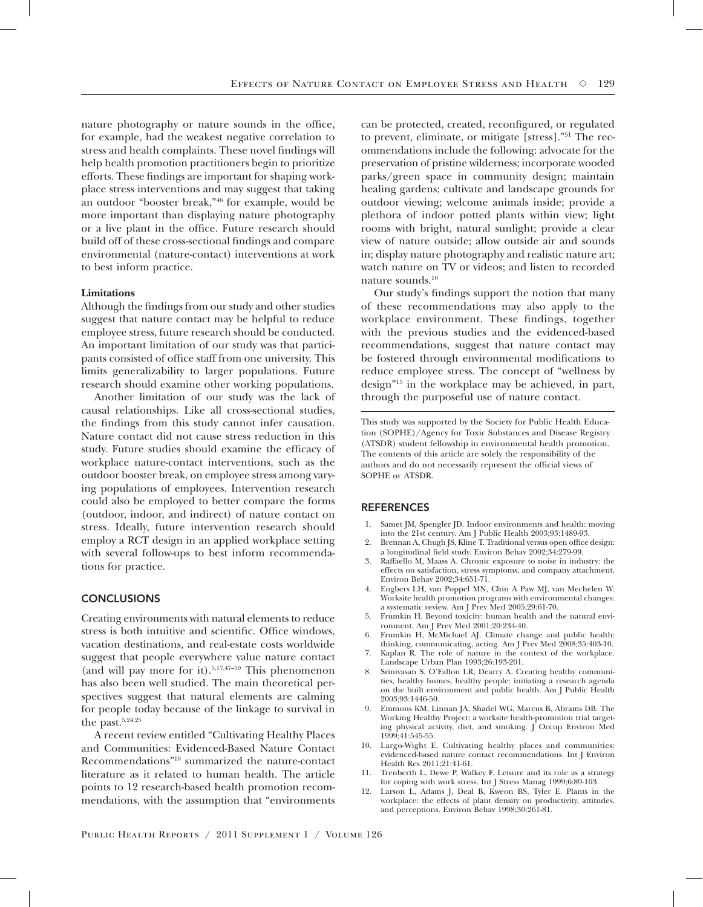nature photography or nature sounds in the office, for example, had the weakest negative correlation to stress and health complaints. These novel findings will help health promotion practitioners begin to prioritize efforts. These findings are important for shaping workplace stress interventions and may suggest that taking an outdoor "booster break,"[46] for example, would be more important than displaying nature photography or a live plant in the office. Future research should build off of these cross-sectional findings and compare environmental (nature-contact) interventions at work to best inform practice.

**Limitations**

Although the findings from our study and other studies suggest that nature contact may be helpful to reduce employee stress, future research should be conducted. An important limitation of our study was that participants consisted of office staff from one university. This limits generalizability to larger populations. Future research should examine other working populations.

Another limitation of our study was the lack of causal relationships. Like all cross-sectional studies, the findings from this study cannot infer causation. Nature contact did not cause stress reduction in this study. Future studies should examine the efficacy of workplace nature-contact interventions, such as the outdoor booster break, on employee stress among varying populations of employees. Intervention research could also be employed to better compare the forms (outdoor, indoor, and indirect) of nature contact on stress. Ideally, future intervention research should employ a RCT design in an applied workplace setting with several follow-ups to best inform recommendations for practice.

## CONCLUSIONS

Creating environments with natural elements to reduce stress is both intuitive and scientific. Office windows, vacation destinations, and real-estate costs worldwide suggest that people everywhere value nature contact (and will pay more for it).[5,17,47–50] This phenomenon has also been well studied. The main theoretical perspectives suggest that natural elements are calming for people today because of the linkage to survival in the past.[5,24,25]

A recent review entitled "Cultivating Healthy Places and Communities: Evidenced-Based Nature Contact Recommendations"[10] summarized the nature-contact literature as it related to human health. The article points to 12 research-based health promotion recommendations, with the assumption that "environments can be protected, created, reconfigured, or regulated to prevent, eliminate, or mitigate [stress]."[51] The recommendations include the following: advocate for the preservation of pristine wilderness; incorporate wooded parks/green space in community design; maintain healing gardens; cultivate and landscape grounds for outdoor viewing; welcome animals inside; provide a plethora of indoor potted plants within view; light rooms with bright, natural sunlight; provide a clear view of nature outside; allow outside air and sounds in; display nature photography and realistic nature art; watch nature on TV or videos; and listen to recorded nature sounds.[10]

Our study's findings support the notion that many of these recommendations may also apply to the workplace environment. These findings, together with the previous studies and the evidenced-based recommendations, suggest that nature contact may be fostered through environmental modifications to reduce employee stress. The concept of "wellness by design"[15] in the workplace may be achieved, in part, through the purposeful use of nature contact.

This study was supported by the Society for Public Health Education (SOPHE)/Agency for Toxic Substances and Disease Registry (ATSDR) student fellowship in environmental health promotion. The contents of this article are solely the responsibility of the authors and do not necessarily represent the official views of SOPHE or ATSDR.

## REFERENCES

1. Samet JM, Spengler JD. Indoor environments and health: moving into the 21st century. Am J Public Health 2003;93:1489-93.
2. Brennan A, Chugh JS, Kline T. Traditional versus open office design: a longitudinal field study. Environ Behav 2002;34:279-99.
3. Raffaello M, Maass A. Chronic exposure to noise in industry: the effects on satisfaction, stress symptoms, and company attachment. Environ Behav 2002;34:651-71.
4. Engbers LH, van Poppel MN, Chin A Paw MJ, van Mechelen W. Worksite health promotion programs with environmental changes: a systematic review. Am J Prev Med 2005;29:61-70.
5. Frumkin H. Beyond toxicity: human health and the natural environment. Am J Prev Med 2001;20:234-40.
6. Frumkin H, McMichael AJ. Climate change and public health: thinking, communicating, acting. Am J Prev Med 2008;35:403-10.
7. Kaplan R. The role of nature in the context of the workplace. Landscape Urban Plan 1993;26:193-201.
8. Srinivasan S, O'Fallon LR, Dearry A. Creating healthy communities, healthy homes, healthy people: initiating a research agenda on the built environment and public health. Am J Public Health 2003;93:1446-50.
9. Emmons KM, Linnan JA, Shadel WG, Marcus B, Abrams DB. The Working Healthy Project: a worksite health-promotion trial targeting physical activity, diet, and smoking. J Occup Environ Med 1999;41:545-55.
10. Largo-Wight E. Cultivating healthy places and communities: evidenced-based nature contact recommendations. Int J Environ Health Res 2011;21:41-61.
11. Trenberth L, Dewe P, Walkey F. Leisure and its role as a strategy for coping with work stress. Int J Stress Manag 1999;6:89-103.
12. Larson L, Adams J, Deal B, Kweon BS, Tyler E. Plants in the workplace: the effects of plant density on productivity, attitudes, and perceptions. Environ Behav 1998;30:261-81.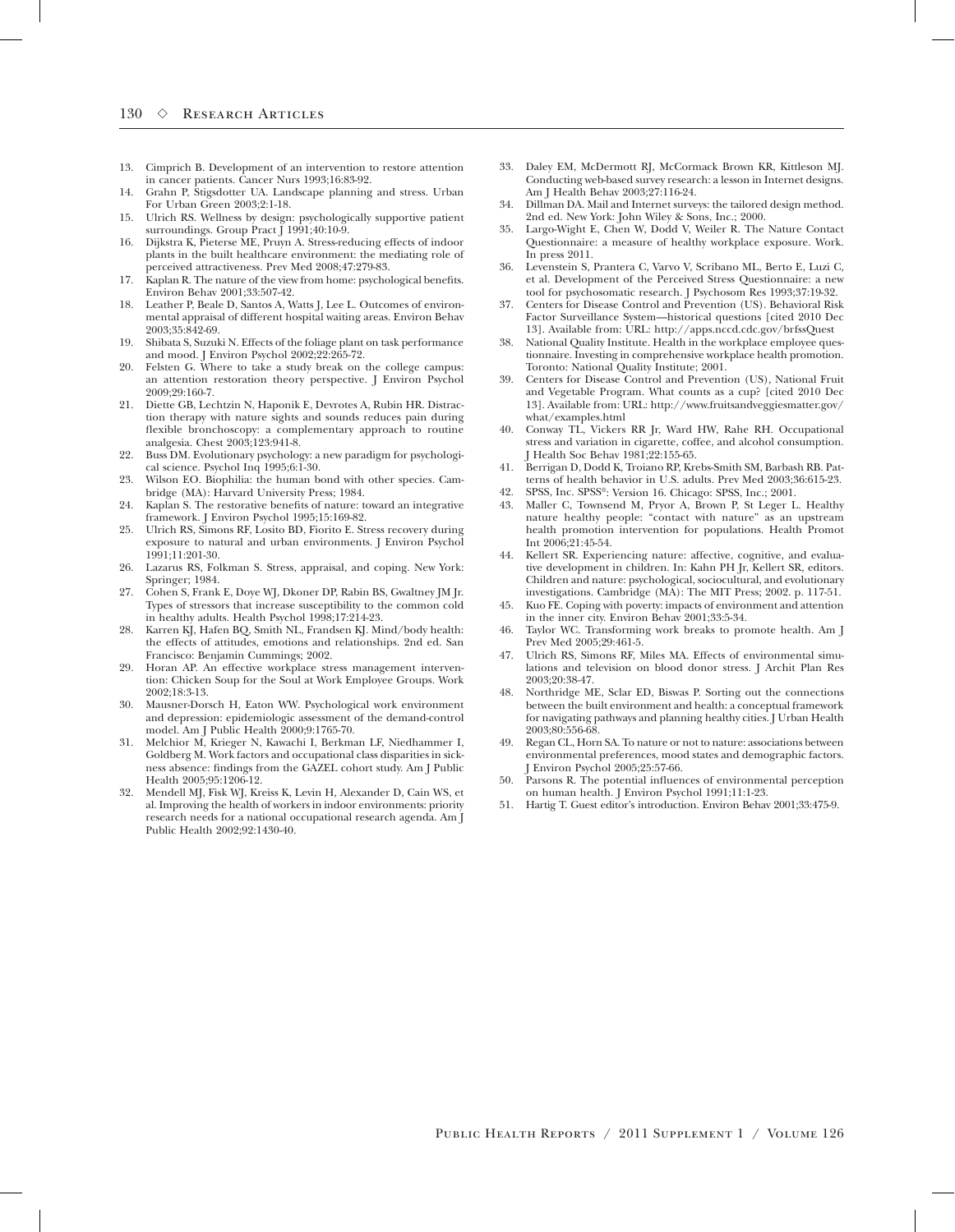13. Cimprich B. Development of an intervention to restore attention in cancer patients. Cancer Nurs 1993;16:83-92.
14. Grahn P, Stigsdotter UA. Landscape planning and stress. Urban For Urban Green 2003;2:1-18.
15. Ulrich RS. Wellness by design: psychologically supportive patient surroundings. Group Pract J 1991;40:10-9.
16. Dijkstra K, Pieterse ME, Pruyn A. Stress-reducing effects of indoor plants in the built healthcare environment: the mediating role of perceived attractiveness. Prev Med 2008;47:279-83.
17. Kaplan R. The nature of the view from home: psychological benefits. Environ Behav 2001;33:507-42.
18. Leather P, Beale D, Santos A, Watts J, Lee L. Outcomes of environmental appraisal of different hospital waiting areas. Environ Behav 2003;35:842-69.
19. Shibata S, Suzuki N. Effects of the foliage plant on task performance and mood. J Environ Psychol 2002;22:265-72.
20. Felsten G. Where to take a study break on the college campus: an attention restoration theory perspective. J Environ Psychol 2009;29:160-7.
21. Diette GB, Lechtzin N, Haponik E, Devrotes A, Rubin HR. Distraction therapy with nature sights and sounds reduces pain during flexible bronchoscopy: a complementary approach to routine analgesia. Chest 2003;123:941-8.
22. Buss DM. Evolutionary psychology: a new paradigm for psychological science. Psychol Inq 1995;6:1-30.
23. Wilson EO. Biophilia: the human bond with other species. Cambridge (MA): Harvard University Press; 1984.
24. Kaplan S. The restorative benefits of nature: toward an integrative framework. J Environ Psychol 1995;15:169-82.
25. Ulrich RS, Simons RF, Losito BD, Fiorito E. Stress recovery during exposure to natural and urban environments. J Environ Psychol 1991;11:201-30.
26. Lazarus RS, Folkman S. Stress, appraisal, and coping. New York: Springer; 1984.
27. Cohen S, Frank E, Doye WJ, Dkoner DP, Rabin BS, Gwaltney JM Jr. Types of stressors that increase susceptibility to the common cold in healthy adults. Health Psychol 1998;17:214-23.
28. Karren KJ, Hafen BQ, Smith NL, Frandsen KJ. Mind/body health: the effects of attitudes, emotions and relationships. 2nd ed. San Francisco: Benjamin Cummings; 2002.
29. Horan AP. An effective workplace stress management intervention: Chicken Soup for the Soul at Work Employee Groups. Work 2002;18:3-13.
30. Mausner-Dorsch H, Eaton WW. Psychological work environment and depression: epidemiologic assessment of the demand-control model. Am J Public Health 2000;9:1765-70.
31. Melchior M, Krieger N, Kawachi I, Berkman LF, Niedhammer I, Goldberg M. Work factors and occupational class disparities in sickness absence: findings from the GAZEL cohort study. Am J Public Health 2005;95:1206-12.
32. Mendell MJ, Fisk WJ, Kreiss K, Levin H, Alexander D, Cain WS, et al. Improving the health of workers in indoor environments: priority research needs for a national occupational research agenda. Am J Public Health 2002;92:1430-40.
33. Daley EM, McDermott RJ, McCormack Brown KR, Kittleson MJ. Conducting web-based survey research: a lesson in Internet designs. Am J Health Behav 2003;27:116-24.
34. Dillman DA. Mail and Internet surveys: the tailored design method. 2nd ed. New York: John Wiley & Sons, Inc.; 2000.
35. Largo-Wight E, Chen W, Dodd V, Weiler R. The Nature Contact Questionnaire: a measure of healthy workplace exposure. Work. In press 2011.
36. Levenstein S, Prantera C, Varvo V, Scribano ML, Berto E, Luzi C, et al. Development of the Perceived Stress Questionnaire: a new tool for psychosomatic research. J Psychosom Res 1993;37:19-32.
37. Centers for Disease Control and Prevention (US). Behavioral Risk Factor Surveillance System—historical questions [cited 2010 Dec 13]. Available from: URL: http://apps.nccd.cdc.gov/brfssQuest
38. National Quality Institute. Health in the workplace employee questionnaire. Investing in comprehensive workplace health promotion. Toronto: National Quality Institute; 2001.
39. Centers for Disease Control and Prevention (US), National Fruit and Vegetable Program. What counts as a cup? [cited 2010 Dec 13]. Available from: URL: http://www.fruitsandveggiesmatter.gov/what/examples.html
40. Conway TL, Vickers RR Jr, Ward HW, Rahe RH. Occupational stress and variation in cigarette, coffee, and alcohol consumption. J Health Soc Behav 1981;22:155-65.
41. Berrigan D, Dodd K, Troiano RP, Krebs-Smith SM, Barbash RB. Patterns of health behavior in U.S. adults. Prev Med 2003;36:615-23.
42. SPSS, Inc. SPSS®: Version 16. Chicago: SPSS, Inc.; 2001.
43. Maller C, Townsend M, Pryor A, Brown P, St Leger L. Healthy nature healthy people: "contact with nature" as an upstream health promotion intervention for populations. Health Promot Int 2006;21:45-54.
44. Kellert SR. Experiencing nature: affective, cognitive, and evaluative development in children. In: Kahn PH Jr, Kellert SR, editors. Children and nature: psychological, sociocultural, and evolutionary investigations. Cambridge (MA): The MIT Press; 2002. p. 117-51.
45. Kuo FE. Coping with poverty: impacts of environment and attention in the inner city. Environ Behav 2001;33:5-34.
46. Taylor WC. Transforming work breaks to promote health. Am J Prev Med 2005;29:461-5.
47. Ulrich RS, Simons RF, Miles MA. Effects of environmental simulations and television on blood donor stress. J Archit Plan Res 2003;20:38-47.
48. Northridge ME, Sclar ED, Biswas P. Sorting out the connections between the built environment and health: a conceptual framework for navigating pathways and planning healthy cities. J Urban Health 2003;80:556-68.
49. Regan CL, Horn SA. To nature or not to nature: associations between environmental preferences, mood states and demographic factors. J Environ Psychol 2005;25:57-66.
50. Parsons R. The potential influences of environmental perception on human health. J Environ Psychol 1991;11:1-23.
51. Hartig T. Guest editor's introduction. Environ Behav 2001;33:475-9.